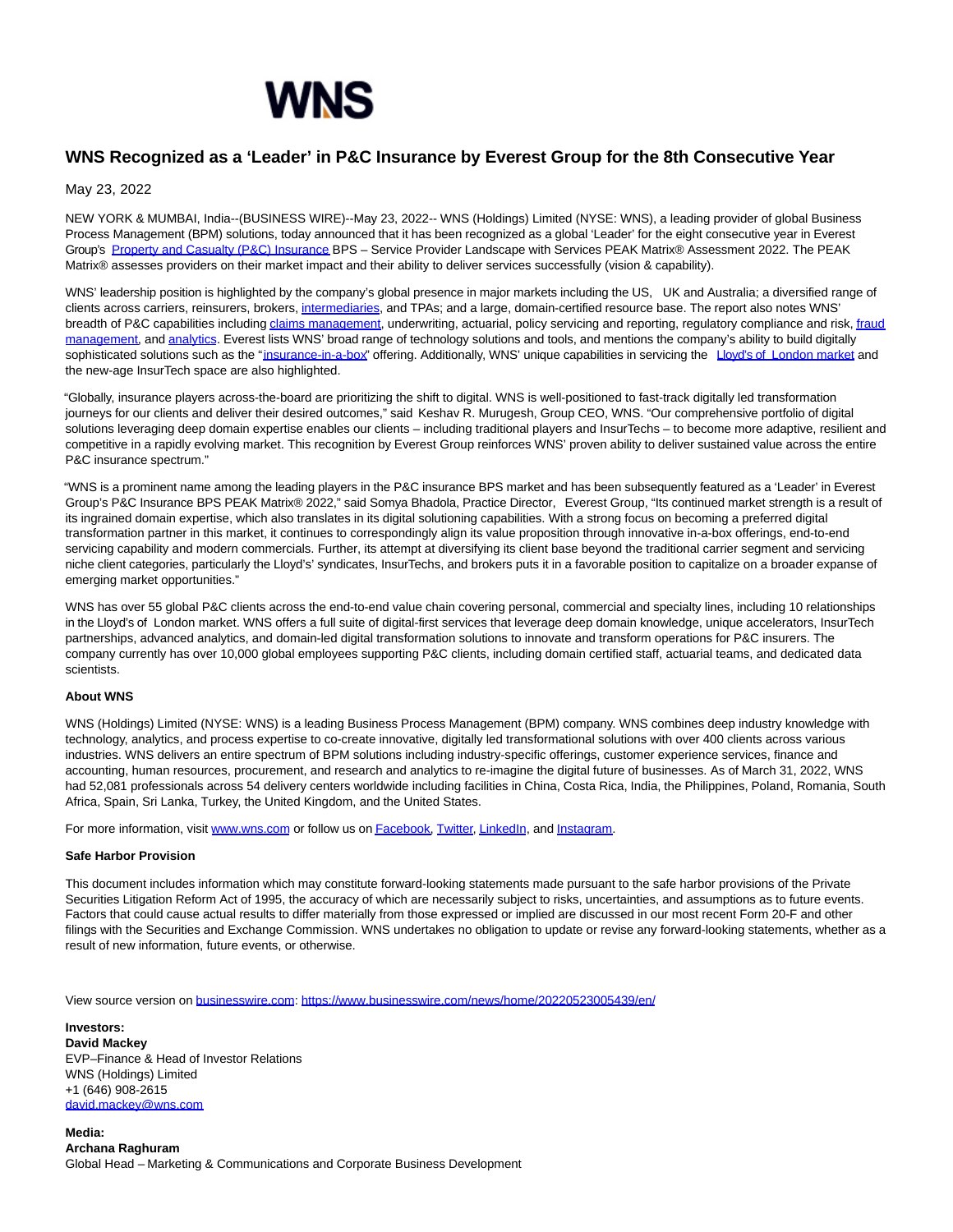# WNS Recognized as a 'Leader' in P&C Insurance by Everest Group for the 8th Consecutive Year

May 23, 2022

NEW YORK & MUMBAI, India--(BUSINESS WIRE)--May 23, 2022-- WNS (Holdings) Limited (NYSE: WNS), a leading provider of global Business Process Management (BPM) solutions, today announced that it has been recognized as a global 'Leader' for the eight consecutive year in Everest Group's Property and Casualty (P&C) Insurance BPS – Service Provider Landscape with Services PEAK Matrix® Assessment 2022. The PEAK Matrix® assesses providers on their market impact and their ability to deliver services successfully (vision & capability).

WNS' leadership position is highlighted by the company's global presence in major markets including the US, UK and Australia; a diversified range of clients across carriers, reinsurers, brokers, intermediaries, and TPAs; and a large, domain-certified resource base. The report also notes WNS' breadth of P&C capabilities including claims management, underwriting, actuarial, policy servicing and reporting, regulatory compliance and risk, fraud management, and analytics. Everest lists WNS' broad range of technology solutions and tools, and mentions the company's ability to build digitally sophisticated solutions such as the "insurance-in-a-box" offering. Additionally, WNS' unique capabilities in servicing the Lloyd's of London market and the new-age InsurTech space are also highlighted.

"Globally, insurance players across-the-board are prioritizing the shift to digital. WNS is well-positioned to fast-track digitally led transformation journeys for our clients and deliver their desired outcomes," said Keshav R. Murugesh, Group CEO, WNS. "Our comprehensive portfolio of digital solutions leveraging deep domain expertise enables our clients – including traditional players and InsurTechs – to become more adaptive, resilient and competitive in a rapidly evolving market. This recognition by Everest Group reinforces WNS' proven ability to deliver sustained value across the entire P&C insurance spectrum."

"WNS is a prominent name among the leading players in the P&C insurance BPS market and has been subsequently featured as a 'Leader' in Everest Group's P&C Insurance BPS PEAK Matrix® 2022," said Somya Bhadola, Practice Director, Everest Group, "Its continued market strength is a result of its ingrained domain expertise, which also translates in its digital solutioning capabilities. With a strong focus on becoming a preferred digital transformation partner in this market, it continues to correspondingly align its value proposition through innovative in-a-box offerings, end-to-end servicing capability and modern commercials. Further, its attempt at diversifying its client base beyond the traditional carrier segment and servicing niche client categories, particularly the Lloyd's' syndicates, InsurTechs, and brokers puts it in a favorable position to capitalize on a broader expanse of emerging market opportunities."

WNS has over 55 global P&C clients across the end-to-end value chain covering personal, commercial and specialty lines, including 10 relationships in the Lloyd's of London market. WNS offers a full suite of digital-first services that leverage deep domain knowledge, unique accelerators, InsurTech partnerships, advanced analytics, and domain-led digital transformation solutions to innovate and transform operations for P&C insurers. The company currently has over 10,000 global employees supporting P&C clients, including domain certified staff, actuarial teams, and dedicated data scientists.

**About WNS**

WNS (Holdings) Limited (NYSE: WNS) is a leading Business Process Management (BPM) company. WNS combines deep industry knowledge with technology, analytics, and process expertise to co-create innovative, digitally led transformational solutions with over 400 clients across various industries. WNS delivers an entire spectrum of BPM solutions including industry-specific offerings, customer experience services, finance and accounting, human resources, procurement, and research and analytics to re-imagine the digital future of businesses. As of March 31, 2022, WNS had 52,081 professionals across 54 delivery centers worldwide including facilities in China, Costa Rica, India, the Philippines, Poland, Romania, South Africa, Spain, Sri Lanka, Turkey, the United Kingdom, and the United States.

For more information, visit www.wns.com or follow us on Facebook, Twitter, LinkedIn, and Instagram.

**Safe Harbor Provision**

This document includes information which may constitute forward-looking statements made pursuant to the safe harbor provisions of the Private Securities Litigation Reform Act of 1995, the accuracy of which are necessarily subject to risks, uncertainties, and assumptions as to future events. Factors that could cause actual results to differ materially from those expressed or implied are discussed in our most recent Form 20-F and other filings with the Securities and Exchange Commission. WNS undertakes no obligation to update or revise any forward-looking statements, whether as a result of new information, future events, or otherwise.

View source version on businesswire.com: https://www.businesswire.com/news/home/20220523005439/en/

**Investors:**
**David Mackey**
EVP–Finance & Head of Investor Relations
WNS (Holdings) Limited
+1 (646) 908-2615
david.mackey@wns.com

**Media:**
**Archana Raghuram**
Global Head – Marketing & Communications and Corporate Business Development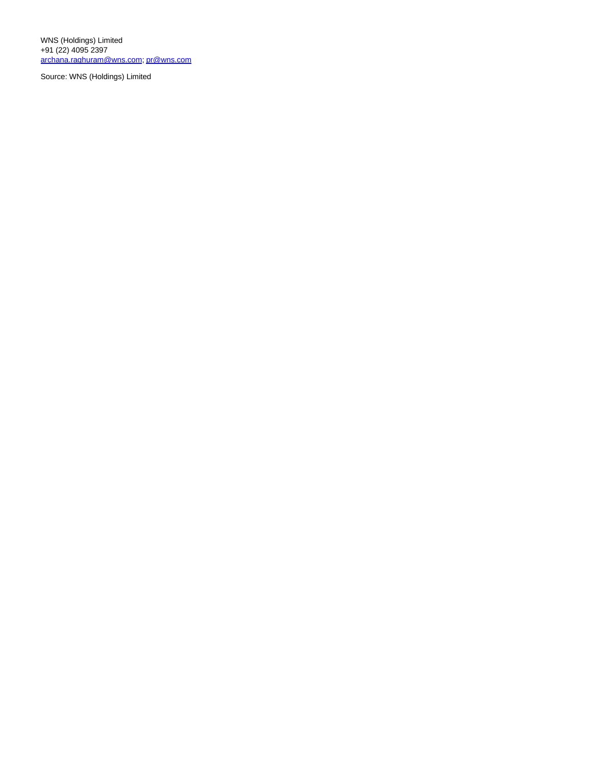WNS (Holdings) Limited
+91 (22) 4095 2397
archana.raghuram@wns.com; pr@wns.com

Source: WNS (Holdings) Limited